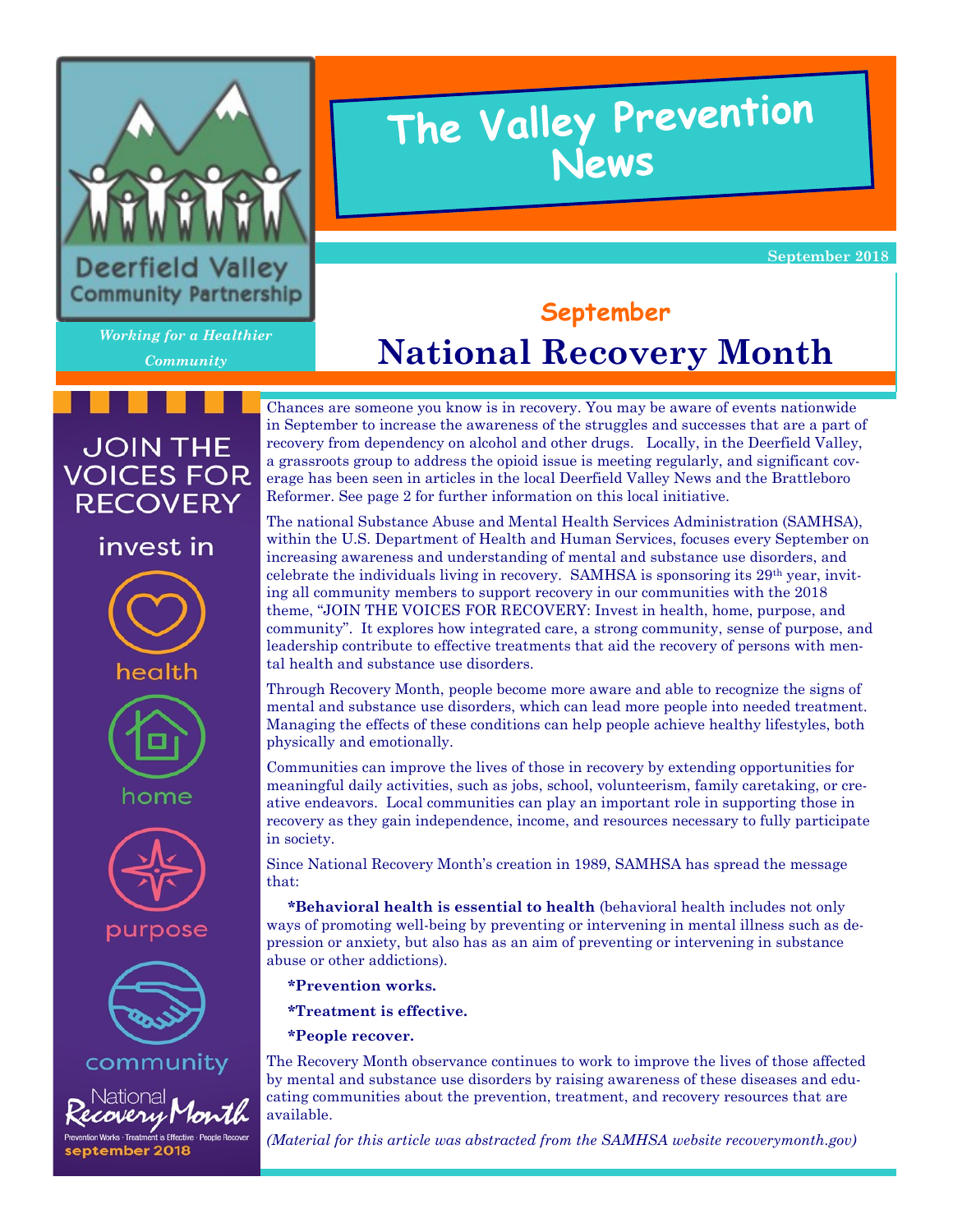Deerfield Valley Community Partnership

*Working for a Healthier Community*

# The Valley Prevention News

**September 2018**

## September
# National Recovery Month

JOIN THE VOICES FOR RECOVERY

invest in

health

home

purpose

community

National Recovery Month

Prevention Works · Treatment is Effective · People Recover

september 2018

Chances are someone you know is in recovery. You may be aware of events nationwide in September to increase the awareness of the struggles and successes that are a part of recovery from dependency on alcohol and other drugs. Locally, in the Deerfield Valley, a grassroots group to address the opioid issue is meeting regularly, and significant coverage has been seen in articles in the local Deerfield Valley News and the Brattleboro Reformer. See page 2 for further information on this local initiative.

The national Substance Abuse and Mental Health Services Administration (SAMHSA), within the U.S. Department of Health and Human Services, focuses every September on increasing awareness and understanding of mental and substance use disorders, and celebrate the individuals living in recovery. SAMHSA is sponsoring its 29th year, inviting all community members to support recovery in our communities with the 2018 theme, "JOIN THE VOICES FOR RECOVERY: Invest in health, home, purpose, and community". It explores how integrated care, a strong community, sense of purpose, and leadership contribute to effective treatments that aid the recovery of persons with mental health and substance use disorders.

Through Recovery Month, people become more aware and able to recognize the signs of mental and substance use disorders, which can lead more people into needed treatment. Managing the effects of these conditions can help people achieve healthy lifestyles, both physically and emotionally.

Communities can improve the lives of those in recovery by extending opportunities for meaningful daily activities, such as jobs, school, volunteerism, family caretaking, or creative endeavors. Local communities can play an important role in supporting those in recovery as they gain independence, income, and resources necessary to fully participate in society.

Since National Recovery Month's creation in 1989, SAMHSA has spread the message that:

**\*Behavioral health is essential to health** (behavioral health includes not only ways of promoting well-being by preventing or intervening in mental illness such as depression or anxiety, but also has as an aim of preventing or intervening in substance abuse or other addictions).

**\*Prevention works.**

**\*Treatment is effective.**

**\*People recover.**

The Recovery Month observance continues to work to improve the lives of those affected by mental and substance use disorders by raising awareness of these diseases and educating communities about the prevention, treatment, and recovery resources that are available.

*(Material for this article was abstracted from the SAMHSA website recoverymonth.gov)*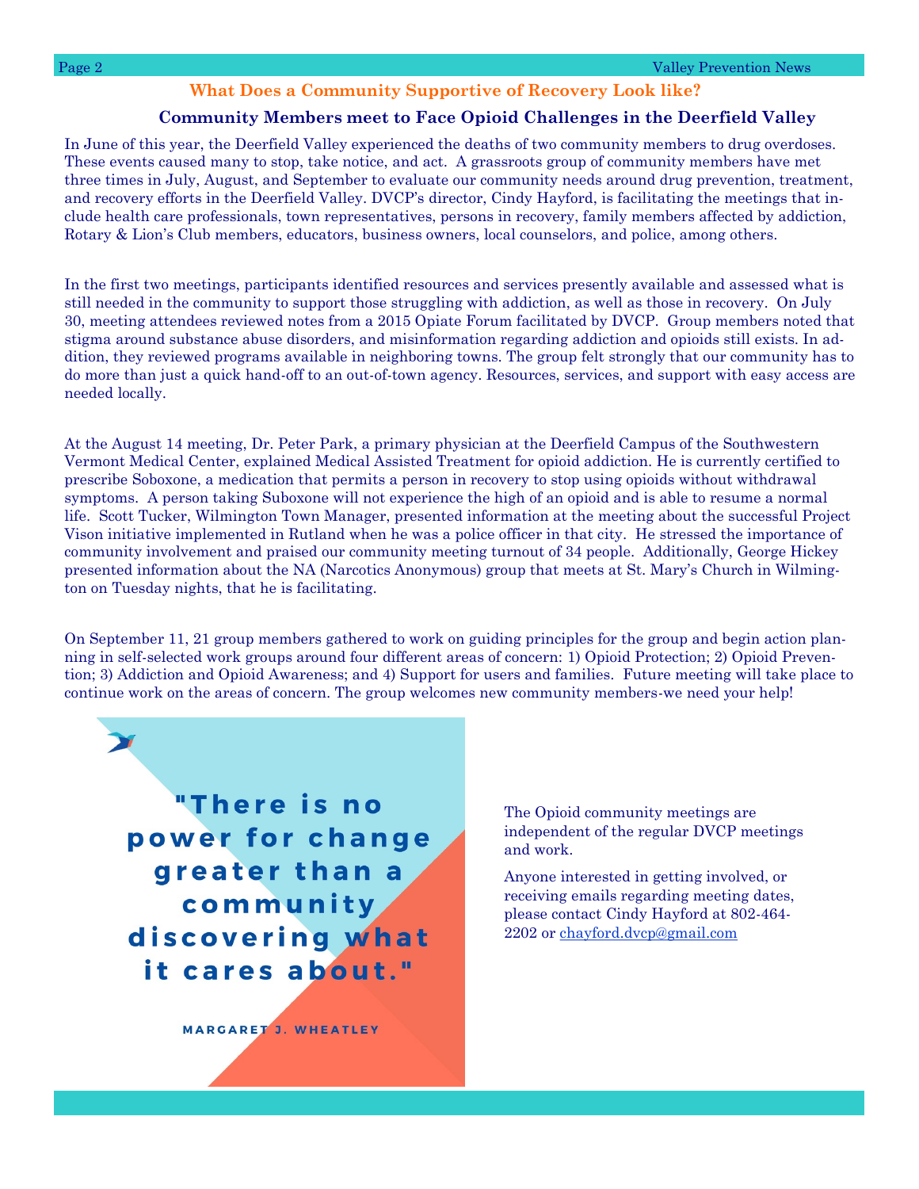## What Does a Community Supportive of Recovery Look like?

### Community Members meet to Face Opioid Challenges in the Deerfield Valley

In June of this year, the Deerfield Valley experienced the deaths of two community members to drug overdoses. These events caused many to stop, take notice, and act. A grassroots group of community members have met three times in July, August, and September to evaluate our community needs around drug prevention, treatment, and recovery efforts in the Deerfield Valley. DVCP's director, Cindy Hayford, is facilitating the meetings that include health care professionals, town representatives, persons in recovery, family members affected by addiction, Rotary & Lion's Club members, educators, business owners, local counselors, and police, among others.

In the first two meetings, participants identified resources and services presently available and assessed what is still needed in the community to support those struggling with addiction, as well as those in recovery. On July 30, meeting attendees reviewed notes from a 2015 Opiate Forum facilitated by DVCP. Group members noted that stigma around substance abuse disorders, and misinformation regarding addiction and opioids still exists. In addition, they reviewed programs available in neighboring towns. The group felt strongly that our community has to do more than just a quick hand-off to an out-of-town agency. Resources, services, and support with easy access are needed locally.

At the August 14 meeting, Dr. Peter Park, a primary physician at the Deerfield Campus of the Southwestern Vermont Medical Center, explained Medical Assisted Treatment for opioid addiction. He is currently certified to prescribe Soboxone, a medication that permits a person in recovery to stop using opioids without withdrawal symptoms. A person taking Suboxone will not experience the high of an opioid and is able to resume a normal life. Scott Tucker, Wilmington Town Manager, presented information at the meeting about the successful Project Vison initiative implemented in Rutland when he was a police officer in that city. He stressed the importance of community involvement and praised our community meeting turnout of 34 people. Additionally, George Hickey presented information about the NA (Narcotics Anonymous) group that meets at St. Mary's Church in Wilmington on Tuesday nights, that he is facilitating.

On September 11, 21 group members gathered to work on guiding principles for the group and begin action planning in self-selected work groups around four different areas of concern: 1) Opioid Protection; 2) Opioid Prevention; 3) Addiction and Opioid Awareness; and 4) Support for users and families. Future meeting will take place to continue work on the areas of concern. The group welcomes new community members-we need your help!

> **"There is no power for change greater than a community discovering what it cares about."**
>
> MARGARET J. WHEATLEY

The Opioid community meetings are independent of the regular DVCP meetings and work.

Anyone interested in getting involved, or receiving emails regarding meeting dates, please contact Cindy Hayford at 802-464-2202 or chayford.dvcp@gmail.com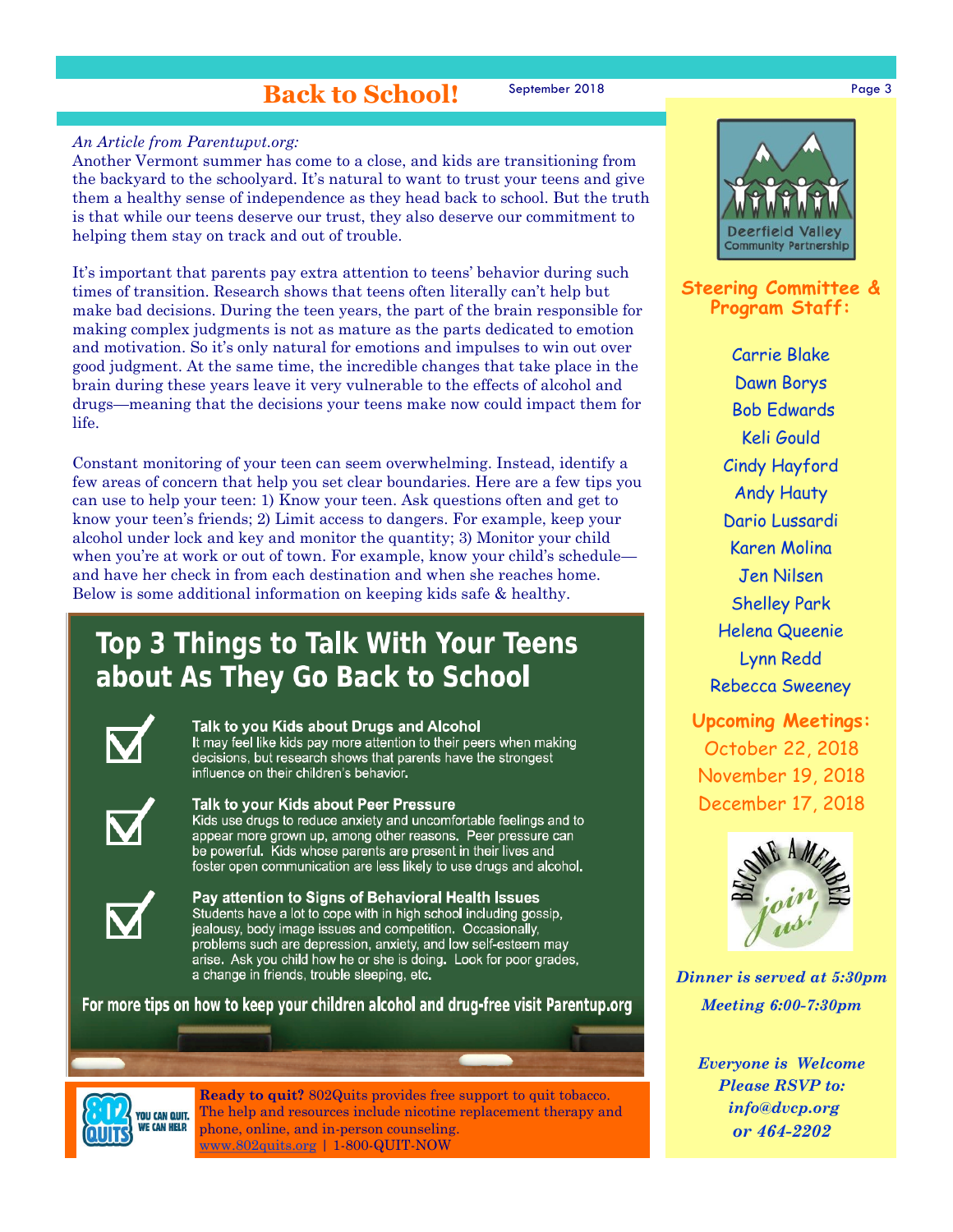# Back to School!

September 2018

*An Article from Parentupvt.org:*

Another Vermont summer has come to a close, and kids are transitioning from the backyard to the schoolyard. It's natural to want to trust your teens and give them a healthy sense of independence as they head back to school. But the truth is that while our teens deserve our trust, they also deserve our commitment to helping them stay on track and out of trouble.

It's important that parents pay extra attention to teens' behavior during such times of transition. Research shows that teens often literally can't help but make bad decisions. During the teen years, the part of the brain responsible for making complex judgments is not as mature as the parts dedicated to emotion and motivation. So it's only natural for emotions and impulses to win out over good judgment. At the same time, the incredible changes that take place in the brain during these years leave it very vulnerable to the effects of alcohol and drugs—meaning that the decisions your teens make now could impact them for life.

Constant monitoring of your teen can seem overwhelming. Instead, identify a few areas of concern that help you set clear boundaries. Here are a few tips you can use to help your teen: 1) Know your teen. Ask questions often and get to know your teen's friends; 2) Limit access to dangers. For example, keep your alcohol under lock and key and monitor the quantity; 3) Monitor your child when you're at work or out of town. For example, know your child's schedule—and have her check in from each destination and when she reaches home. Below is some additional information on keeping kids safe & healthy.

## Top 3 Things to Talk With Your Teens about As They Go Back to School

**Talk to you Kids about Drugs and Alcohol**
It may feel like kids pay more attention to their peers when making decisions, but research shows that parents have the strongest influence on their children's behavior.

**Talk to your Kids about Peer Pressure**
Kids use drugs to reduce anxiety and uncomfortable feelings and to appear more grown up, among other reasons. Peer pressure can be powerful. Kids whose parents are present in their lives and foster open communication are less likely to use drugs and alcohol.

**Pay attention to Signs of Behavioral Health Issues**
Students have a lot to cope with in high school including gossip, jealousy, body image issues and competition. Occasionally, problems such are depression, anxiety, and low self-esteem may arise. Ask you child how he or she is doing. Look for poor grades, a change in friends, trouble sleeping, etc.

**For more tips on how to keep your children alcohol and drug-free visit Parentup.org**

802 QUITS — YOU CAN QUIT. WE CAN HELP

**Ready to quit?** 802Quits provides free support to quit tobacco. The help and resources include nicotine replacement therapy and phone, online, and in-person counseling.
www.802quits.org | 1-800-QUIT-NOW

Deerfield Valley Community Partnership

## Steering Committee & Program Staff:

Carrie Blake
Dawn Borys
Bob Edwards
Keli Gould
Cindy Hayford
Andy Hauty
Dario Lussardi
Karen Molina
Jen Nilsen
Shelley Park
Helena Queenie
Lynn Redd
Rebecca Sweeney

## Upcoming Meetings:

October 22, 2018
November 19, 2018
December 17, 2018

BECOME A MEMBER — join us!

*Dinner is served at 5:30pm*

*Meeting 6:00-7:30pm*

*Everyone is Welcome*
*Please RSVP to:*
*info@dvcp.org*
*or 464-2202*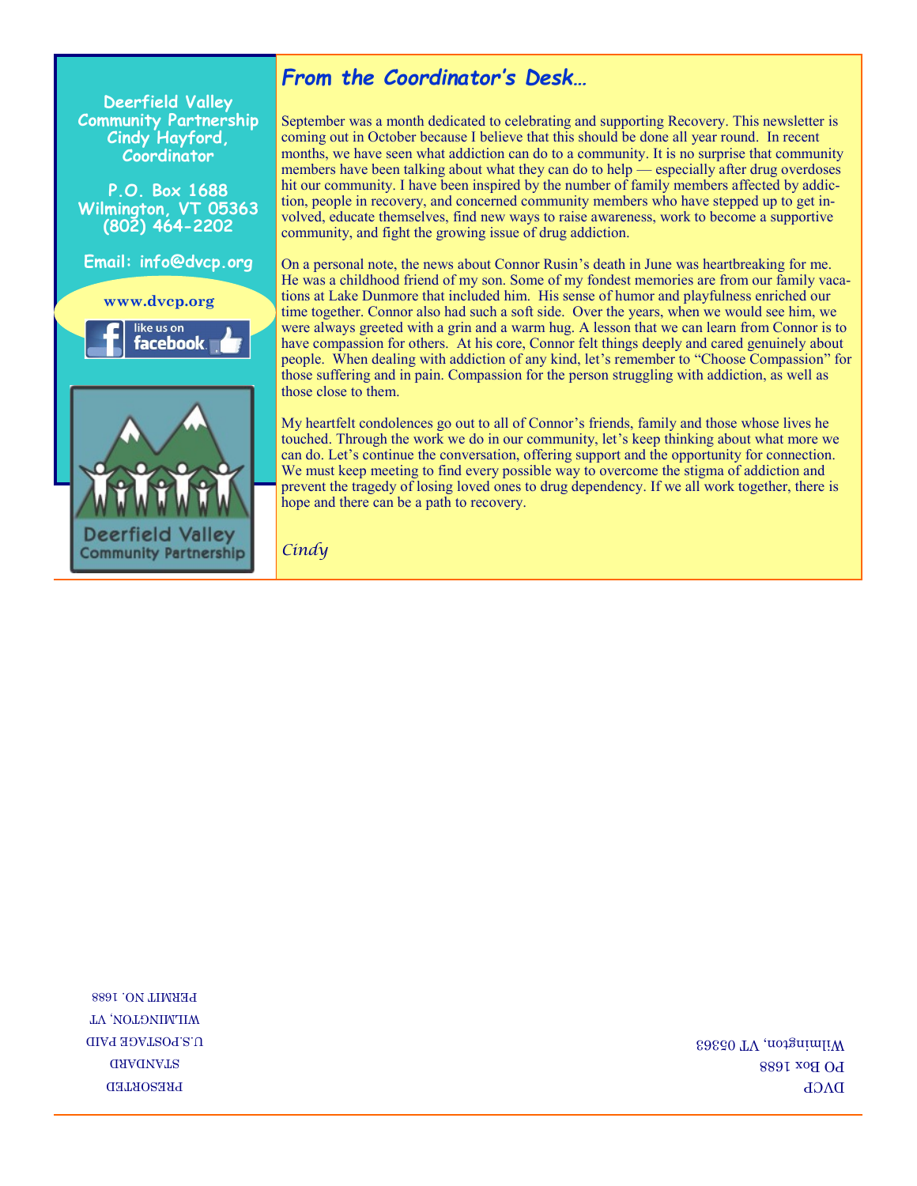**Deerfield Valley Community Partnership**
**Cindy Hayford, Coordinator**

**P.O. Box 1688**
**Wilmington, VT 05363**
**(802) 464-2202**

**Email: info@dvcp.org**

**www.dvcp.org**

like us on facebook

Deerfield Valley Community Partnership

## *From the Coordinator's Desk…*

September was a month dedicated to celebrating and supporting Recovery. This newsletter is coming out in October because I believe that this should be done all year round. In recent months, we have seen what addiction can do to a community. It is no surprise that community members have been talking about what they can do to help — especially after drug overdoses hit our community. I have been inspired by the number of family members affected by addiction, people in recovery, and concerned community members who have stepped up to get involved, educate themselves, find new ways to raise awareness, work to become a supportive community, and fight the growing issue of drug addiction.

On a personal note, the news about Connor Rusin's death in June was heartbreaking for me. He was a childhood friend of my son. Some of my fondest memories are from our family vacations at Lake Dunmore that included him. His sense of humor and playfulness enriched our time together. Connor also had such a soft side. Over the years, when we would see him, we were always greeted with a grin and a warm hug. A lesson that we can learn from Connor is to have compassion for others. At his core, Connor felt things deeply and cared genuinely about people. When dealing with addiction of any kind, let's remember to "Choose Compassion" for those suffering and in pain. Compassion for the person struggling with addiction, as well as those close to them.

My heartfelt condolences go out to all of Connor's friends, family and those whose lives he touched. Through the work we do in our community, let's keep thinking about what more we can do. Let's continue the conversation, offering support and the opportunity for connection. We must keep meeting to find every possible way to overcome the stigma of addiction and prevent the tragedy of losing loved ones to drug dependency. If we all work together, there is hope and there can be a path to recovery.

*Cindy*

DVCP
PO Box 1688
Wilmington, VT 05363

PRESORTED
STANDARD
U.S.POSTAGE PAID
WILMINGTON, VT
PERMIT NO. 1688